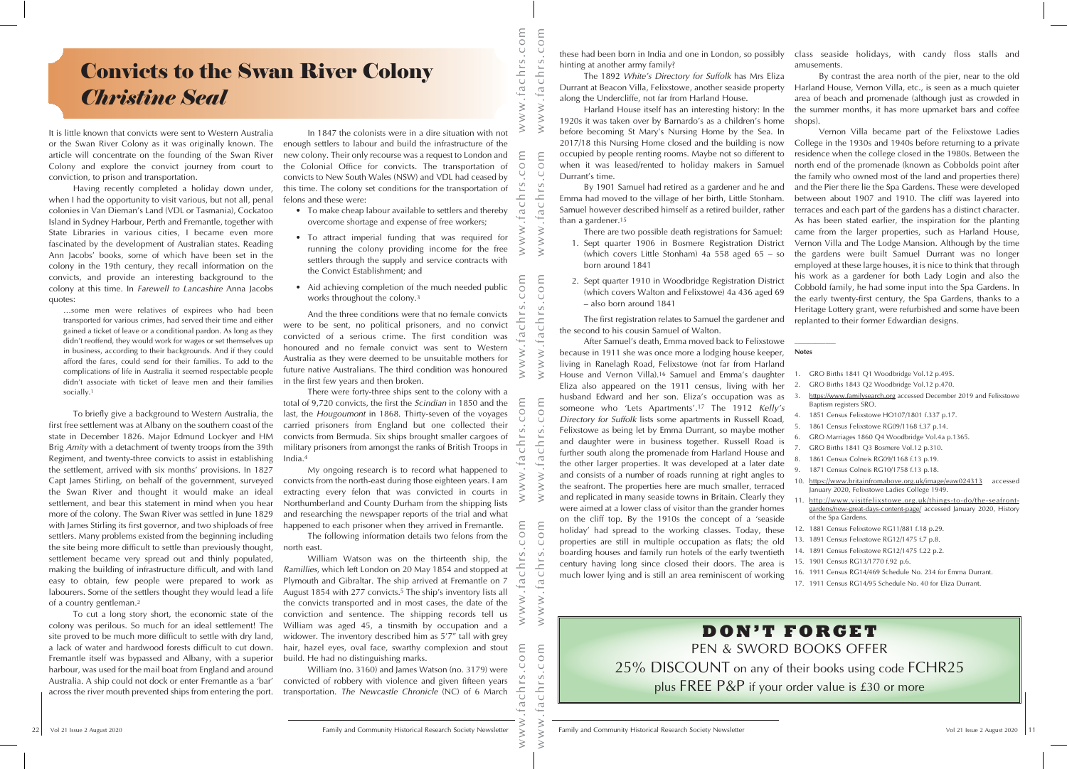# Convicts to the Swan River Colony

## *Christine Seal*

It is little known that convicts were sent to Western Australia or the Swan River Colony as it was originally known. The article will concentrate on the founding of the Swan River Colony and explore the convict journey from court to conviction, to prison and transportation.

Having recently completed a holiday down under, when I had the opportunity to visit various, but not all, penal colonies in Van Dieman's Land (VDL or Tasmania), Cockatoo Island in Sydney Harbour, Perth and Fremantle, together with State Libraries in various cities, I became even more fascinated by the development of Australian states. Reading Ann Jacobs' books, some of which have been set in the colony in the 19th century, they recall information on the convicts, and provide an interesting background to the colony at this time. In *Farewell to Lancashire* Anna Jacobs quotes:

> …some men were relatives of expirees who had been transported for various crimes, had served their time and either gained a ticket of leave or a conditional pardon. As long as they didn't reoffend, they would work for wages or set themselves up in business, according to their backgrounds. And if they could afford the fares, could send for their families. To add to the complications of life in Australia it seemed respectable people didn't associate with ticket of leave men and their families socially.[1]

To briefly give a background to Western Australia, the first free settlement was at Albany on the southern coast of the state in December 1826. Major Edmund Lockyer and HM Brig *Amity* with a detachment of twenty troops from the 39th Regiment, and twenty-three convicts to assist in establishing the settlement, arrived with six months' provisions. In 1827 Capt James Stirling, on behalf of the government, surveyed the Swan River and thought it would make an ideal settlement, and bear this statement in mind when you hear more of the colony. The Swan River was settled in June 1829 with James Stirling its first governor, and two shiploads of free settlers. Many problems existed from the beginning including the site being more difficult to settle than previously thought, settlement became very spread out and thinly populated, making the building of infrastructure difficult, and with land easy to obtain, few people were prepared to work as labourers. Some of the settlers thought they would lead a life of a country gentleman.[2]

To cut a long story short, the economic state of the colony was perilous. So much for an ideal settlement! The site proved to be much more difficult to settle with dry land, a lack of water and hardwood forests difficult to cut down. Fremantle itself was bypassed and Albany, with a superior harbour, was used for the mail boat from England and around Australia. A ship could not dock or enter Fremantle as a 'bar' across the river mouth prevented ships from entering the port.

In 1847 the colonists were in a dire situation with not enough settlers to labour and build the infrastructure of the new colony. Their only recourse was a request to London and the Colonial Office for convicts. The transportation of convicts to New South Wales (NSW) and VDL had ceased by this time. The colony set conditions for the transportation of felons and these were:

- To make cheap labour available to settlers and thereby overcome shortage and expense of free workers;
- To attract imperial funding that was required for running the colony providing income for the free settlers through the supply and service contracts with the Convict Establishment; and
- Aid achieving completion of the much needed public works throughout the colony.[3]

And the three conditions were that no female convicts were to be sent, no political prisoners, and no convict convicted of a serious crime. The first condition was honoured and no female convict was sent to Western Australia as they were deemed to be unsuitable mothers for future native Australians. The third condition was honoured in the first few years and then broken.

There were forty-three ships sent to the colony with a total of 9,720 convicts, the first the *Scindian* in 1850 and the last, the *Hougoumont* in 1868. Thirty-seven of the voyages carried prisoners from England but one collected their convicts from Bermuda. Six ships brought smaller cargoes of military prisoners from amongst the ranks of British Troops in India.[4]

My ongoing research is to record what happened to convicts from the north-east during those eighteen years. I am extracting every felon that was convicted in courts in Northumberland and County Durham from the shipping lists and researching the newspaper reports of the trial and what happened to each prisoner when they arrived in Fremantle.

The following information details two felons from the north east.

William Watson was on the thirteenth ship, the *Ramillies*, which left London on 20 May 1854 and stopped at Plymouth and Gibraltar. The ship arrived at Fremantle on 7 August 1854 with 277 convicts.[5] The ship's inventory lists all the convicts transported and in most cases, the date of the conviction and sentence. The shipping records tell us William was aged 45, a tinsmith by occupation and a widower. The inventory described him as 5'7" tall with grey hair, hazel eyes, oval face, swarthy complexion and stout build. He had no distinguishing marks.

William (no. 3160) and James Watson (no. 3179) were convicted of robbery with violence and given fifteen years transportation. *The Newcastle Chronicle* (NC) of 6 March

---

these had been born in India and one in London, so possibly hinting at another army family?

The 1892 *White's Directory for Suffolk* has Mrs Eliza Durrant at Beacon Villa, Felixstowe, another seaside property along the Undercliffe, not far from Harland House.

Harland House itself has an interesting history: In the 1920s it was taken over by Barnardo's as a children's home before becoming St Mary's Nursing Home by the Sea. In 2017/18 this Nursing Home closed and the building is now occupied by people renting rooms. Maybe not so different to when it was leased/rented to holiday makers in Samuel Durrant's time.

By 1901 Samuel had retired as a gardener and he and Emma had moved to the village of her birth, Little Stonham. Samuel however described himself as a retired builder, rather than a gardener.[15]

There are two possible death registrations for Samuel:

1. Sept quarter 1906 in Bosmere Registration District (which covers Little Stonham) 4a 558 aged 65 – so born around 1841
2. Sept quarter 1910 in Woodbridge Registration District (which covers Walton and Felixstowe) 4a 436 aged 69 – also born around 1841

The first registration relates to Samuel the gardener and the second to his cousin Samuel of Walton.

After Samuel's death, Emma moved back to Felixstowe because in 1911 she was once more a lodging house keeper, living in Ranelagh Road, Felixstowe (not far from Harland House and Vernon Villa).[16] Samuel and Emma's daughter Eliza also appeared on the 1911 census, living with her husband Edward and her son. Eliza's occupation was as someone who 'Lets Apartments'.[17] The 1912 *Kelly's Directory for Suffolk* lists some apartments in Russell Road, Felixstowe as being let by Emma Durrant, so maybe mother and daughter were in business together. Russell Road is further south along the promenade from Harland House and the other larger properties. It was developed at a later date and consists of a number of roads running at right angles to the seafront. The properties here are much smaller, terraced and replicated in many seaside towns in Britain. Clearly they were aimed at a lower class of visitor than the grander homes on the cliff top. By the 1910s the concept of a 'seaside holiday' had spread to the working classes. Today, these properties are still in multiple occupation as flats; the old boarding houses and family run hotels of the early twentieth century having long since closed their doors. The area is much lower lying and is still an area reminiscent of working class seaside holidays, with candy floss stalls and amusements.

By contrast the area north of the pier, near to the old Harland House, Vernon Villa, etc., is seen as a much quieter area of beach and promenade (although just as crowded in the summer months, it has more upmarket bars and coffee shops).

Vernon Villa became part of the Felixstowe Ladies College in the 1930s and 1940s before returning to a private residence when the college closed in the 1980s. Between the north end of the promenade (known as Cobbolds point after the family who owned most of the land and properties there) and the Pier there lie the Spa Gardens. These were developed between about 1907 and 1910. The cliff was layered into terraces and each part of the gardens has a distinct character. As has been stated earlier, the inspiration for the planting came from the larger properties, such as Harland House, Vernon Villa and The Lodge Mansion. Although by the time the gardens were built Samuel Durrant was no longer employed at these large houses, it is nice to think that through his work as a gardener for both Lady Login and also the Cobbold family, he had some input into the Spa Gardens. In the early twenty-first century, the Spa Gardens, thanks to a Heritage Lottery grant, were refurbished and some have been replanted to their former Edwardian designs.

**Notes**

1. GRO Births 1841 Q1 Woodbridge Vol.12 p.495.
2. GRO Births 1843 Q2 Woodbridge Vol.12 p.470.
3. https://www.familysearch.org accessed December 2019 and Felixstowe Baptism registers SRO.
4. 1851 Census Felixstowe HO107/1801 f.337 p.17.
5. 1861 Census Felixstowe RG09/1168 f.37 p.14.
6. GRO Marriages 1860 Q4 Woodbridge Vol.4a p.1365.
7. GRO Births 1841 Q3 Bosmere Vol.12 p.310.
8. 1861 Census Colneis RG09/1168 f.13 p.19.
9. 1871 Census Colneis RG10/1758 f.13 p.18.
10. https://www.britainfromabove.org.uk/image/eaw024313 accessed January 2020, Felixstowe Ladies College 1949.
11. http://www.visitfelixstowe.org.uk/things-to-do/the-seafront-gardens/new-great-days-content-page/ accessed January 2020, History of the Spa Gardens.
12. 1881 Census Felixstowe RG11/881 f.18 p.29.
13. 1891 Census Felixstowe RG12/1475 f.7 p.8.
14. 1891 Census Felixstowe RG12/1475 f.22 p.2.
15. 1901 Census RG13/1770 f.92 p.6.
16. 1911 Census RG14/469 Schedule No. 234 for Emma Durrant.
17. 1911 Census RG14/95 Schedule No. 40 for Eliza Durrant.

**DON'T FORGET**

PEN & SWORD BOOKS OFFER

25% DISCOUNT on any of their books using code FCHR25

plus FREE P&P if your order value is £30 or more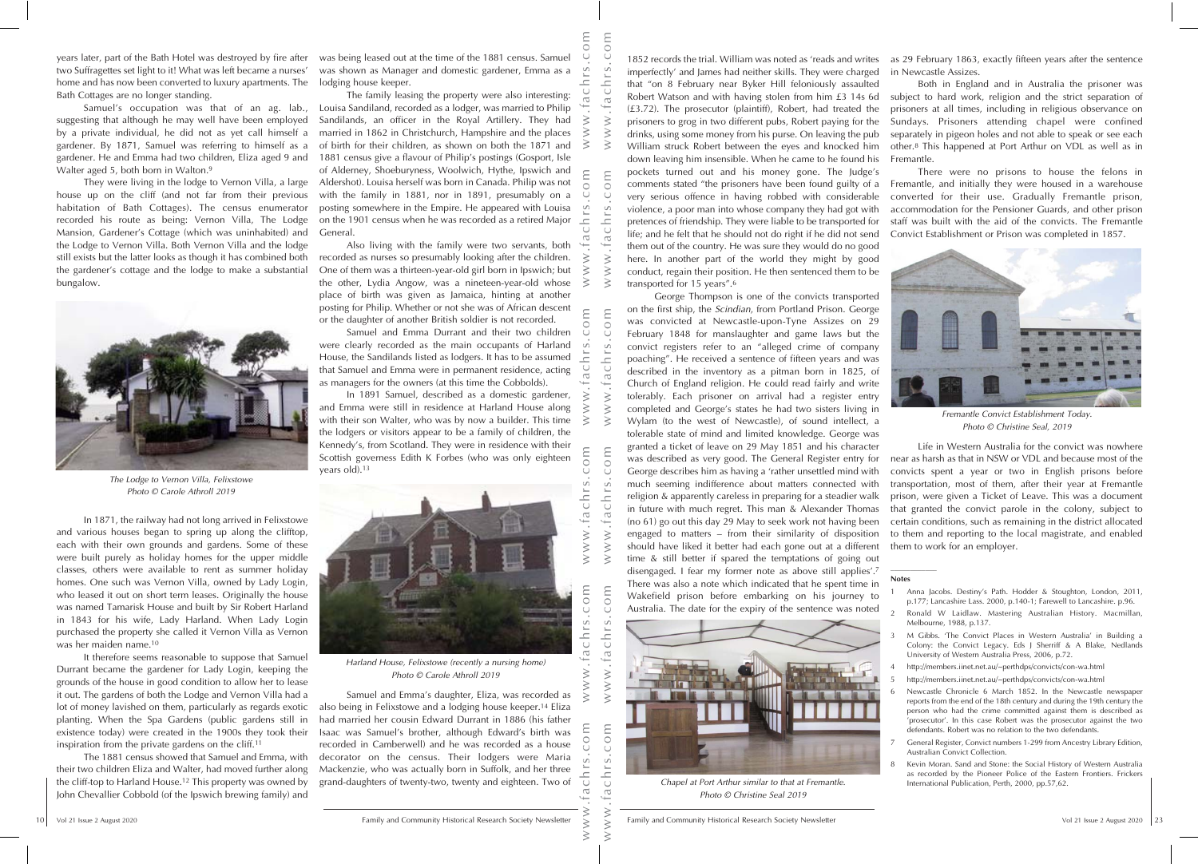years later, part of the Bath Hotel was destroyed by fire after two Suffragettes set light to it! What was left became a nurses' home and has now been converted to luxury apartments. The Bath Cottages are no longer standing.

Samuel's occupation was that of an ag. lab., suggesting that although he may well have been employed by a private individual, he did not as yet call himself a gardener. By 1871, Samuel was referring to himself as a gardener. He and Emma had two children, Eliza aged 9 and Walter aged 5, both born in Walton.[9]

They were living in the lodge to Vernon Villa, a large house up on the cliff (and not far from their previous habitation of Bath Cottages). The census enumerator recorded his route as being: Vernon Villa, The Lodge Mansion, Gardener's Cottage (which was uninhabited) and the Lodge to Vernon Villa. Both Vernon Villa and the lodge still exists but the latter looks as though it has combined both the gardener's cottage and the lodge to make a substantial bungalow.

*The Lodge to Vernon Villa, Felixstowe*
*Photo © Carole Athroll 2019*

In 1871, the railway had not long arrived in Felixstowe and various houses began to spring up along the clifftop, each with their own grounds and gardens. Some of these were built purely as holiday homes for the upper middle classes, others were available to rent as summer holiday homes. One such was Vernon Villa, owned by Lady Login, who leased it out on short term leases. Originally the house was named Tamarisk House and built by Sir Robert Harland in 1843 for his wife, Lady Harland. When Lady Login purchased the property she called it Vernon Villa as Vernon was her maiden name.[10]

It therefore seems reasonable to suppose that Samuel Durrant became the gardener for Lady Login, keeping the grounds of the house in good condition to allow her to lease it out. The gardens of both the Lodge and Vernon Villa had a lot of money lavished on them, particularly as regards exotic planting. When the Spa Gardens (public gardens still in existence today) were created in the 1900s they took their inspiration from the private gardens on the cliff.[11]

The 1881 census showed that Samuel and Emma, with their two children Eliza and Walter, had moved further along the cliff-top to Harland House.[12] This property was owned by John Chevallier Cobbold (of the Ipswich brewing family) and was being leased out at the time of the 1881 census. Samuel was shown as Manager and domestic gardener, Emma as a lodging house keeper.

The family leasing the property were also interesting: Louisa Sandiland, recorded as a lodger, was married to Philip Sandilands, an officer in the Royal Artillery. They had married in 1862 in Christchurch, Hampshire and the places of birth for their children, as shown on both the 1871 and 1881 census give a flavour of Philip's postings (Gosport, Isle of Alderney, Shoeburyness, Woolwich, Hythe, Ipswich and Aldershot). Louisa herself was born in Canada. Philip was not with the family in 1881, nor in 1891, presumably on a posting somewhere in the Empire. He appeared with Louisa on the 1901 census when he was recorded as a retired Major General.

Also living with the family were two servants, both recorded as nurses so presumably looking after the children. One of them was a thirteen-year-old girl born in Ipswich; but the other, Lydia Angow, was a nineteen-year-old whose place of birth was given as Jamaica, hinting at another posting for Philip. Whether or not she was of African descent or the daughter of another British soldier is not recorded.

Samuel and Emma Durrant and their two children were clearly recorded as the main occupants of Harland House, the Sandilands listed as lodgers. It has to be assumed that Samuel and Emma were in permanent residence, acting as managers for the owners (at this time the Cobbolds).

In 1891 Samuel, described as a domestic gardener, and Emma were still in residence at Harland House along with their son Walter, who was by now a builder. This time the lodgers or visitors appear to be a family of children, the Kennedy's, from Scotland. They were in residence with their Scottish governess Edith K Forbes (who was only eighteen years old).[13]

*Harland House, Felixstowe (recently a nursing home)*
*Photo © Carole Athroll 2019*

Samuel and Emma's daughter, Eliza, was recorded as also being in Felixstowe and a lodging house keeper.[14] Eliza had married her cousin Edward Durrant in 1886 (his father Isaac was Samuel's brother, although Edward's birth was recorded in Camberwell) and he was recorded as a house decorator on the census. Their lodgers were Maria Mackenzie, who was actually born in Suffolk, and her three grand-daughters of twenty-two, twenty and eighteen. Two of

1852 records the trial. William was noted as 'reads and writes imperfectly' and James had neither skills. They were charged that "on 8 February near Byker Hill feloniously assaulted Robert Watson and with having stolen from him £3 14s 6d (£3.72). The prosecutor (plaintiff), Robert, had treated the prisoners to grog in two different pubs, Robert paying for the drinks, using some money from his purse. On leaving the pub William struck Robert between the eyes and knocked him down leaving him insensible. When he came to he found his pockets turned out and his money gone. The Judge's comments stated "the prisoners have been found guilty of a very serious offence in having robbed with considerable violence, a poor man into whose company they had got with pretences of friendship. They were liable to be transported for life; and he felt that he should not do right if he did not send them out of the country. He was sure they would do no good here. In another part of the world they might by good conduct, regain their position. He then sentenced them to be transported for 15 years".[6]

George Thompson is one of the convicts transported on the first ship, the *Scindian*, from Portland Prison. George was convicted at Newcastle-upon-Tyne Assizes on 29 February 1848 for manslaughter and game laws but the convict registers refer to an "alleged crime of company poaching". He received a sentence of fifteen years and was described in the inventory as a pitman born in 1825, of Church of England religion. He could read fairly and write tolerably. Each prisoner on arrival had a register entry completed and George's states he had two sisters living in Wylam (to the west of Newcastle), of sound intellect, a tolerable state of mind and limited knowledge. George was granted a ticket of leave on 29 May 1851 and his character was described as very good. The General Register entry for George describes him as having a 'rather unsettled mind with much seeming indifference about matters connected with religion & apparently careless in preparing for a steadier walk in future with much regret. This man & Alexander Thomas (no 61) go out this day 29 May to seek work not having been engaged to matters – from their similarity of disposition should have liked it better had each gone out at a different time & still better if spared the temptations of going out disengaged. I fear my former note as above still applies'.[7] There was also a note which indicated that he spent time in Wakefield prison before embarking on his journey to Australia. The date for the expiry of the sentence was noted as 29 February 1863, exactly fifteen years after the sentence in Newcastle Assizes.

*Chapel at Port Arthur similar to that at Fremantle.*
*Photo © Christine Seal 2019*

Both in England and in Australia the prisoner was subject to hard work, religion and the strict separation of prisoners at all times, including in religious observance on Sundays. Prisoners attending chapel were confined separately in pigeon holes and not able to speak or see each other.[8] This happened at Port Arthur on VDL as well as in Fremantle.

There were no prisons to house the felons in Fremantle, and initially they were housed in a warehouse converted for their use. Gradually Fremantle prison, accommodation for the Pensioner Guards, and other prison staff was built with the aid of the convicts. The Fremantle Convict Establishment or Prison was completed in 1857.

*Fremantle Convict Establishment Today.*
*Photo © Christine Seal, 2019*

Life in Western Australia for the convict was nowhere near as harsh as that in NSW or VDL and because most of the convicts spent a year or two in English prisons before transportation, most of them, after their year at Fremantle prison, were given a Ticket of Leave. This was a document that granted the convict parole in the colony, subject to certain conditions, such as remaining in the district allocated to them and reporting to the local magistrate, and enabled them to work for an employer.

**Notes**

1. Anna Jacobs. Destiny's Path. Hodder & Stoughton, London, 2011, p.177; Lancashire Lass. 2000, p.140-1; Farewell to Lancashire. p.96.
2. Ronald W Laidlaw. Mastering Australian History. Macmillan, Melbourne, 1988, p.137.
3. M Gibbs. 'The Convict Places in Western Australia' in Building a Colony: the Convict Legacy. Eds J Sherriff & A Blake, Nedlands University of Western Australia Press, 2006, p.72.
4. http://members.iinet.net.au/~perthdps/convicts/con-wa.html
5. http://members.iinet.net.au/~perthdps/convicts/con-wa.html
6. Newcastle Chronicle 6 March 1852. In the Newcastle newspaper reports from the end of the 18th century and during the 19th century the person who had the crime committed against them is described as 'prosecutor'. In this case Robert was the prosecutor against the two defendants. Robert was no relation to the two defendants.
7. General Register, Convict numbers 1-299 from Ancestry Library Edition, Australian Convict Collection.
8. Kevin Moran. Sand and Stone: the Social History of Western Australia as recorded by the Pioneer Police of the Eastern Frontiers. Frickers International Publication, Perth, 2000, pp.57,62.